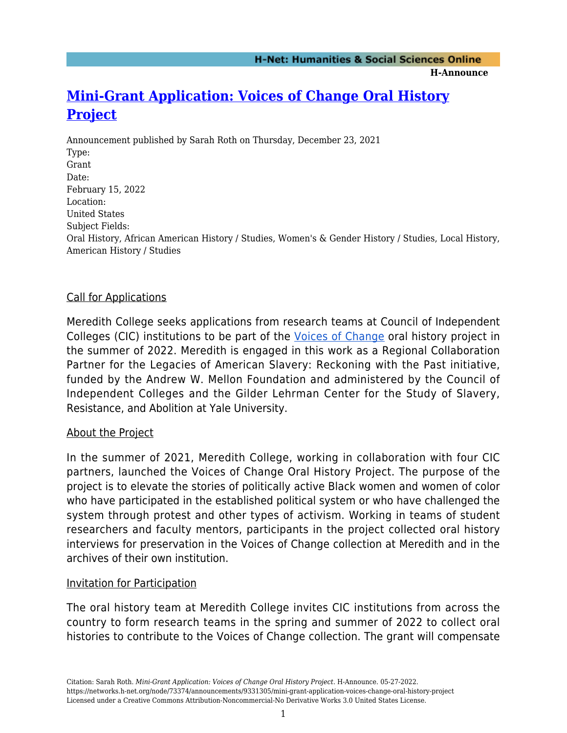# Mini-Grant Application: Voices of Change Oral History Project

Announcement published by Sarah Roth on Thursday, December 23, 2021

Type:
Grant

Date:
February 15, 2022

Location:
United States

Subject Fields:
Oral History, African American History / Studies, Women's & Gender History / Studies, Local History, American History / Studies

Call for Applications

Meredith College seeks applications from research teams at Council of Independent Colleges (CIC) institutions to be part of the Voices of Change oral history project in the summer of 2022. Meredith is engaged in this work as a Regional Collaboration Partner for the Legacies of American Slavery: Reckoning with the Past initiative, funded by the Andrew W. Mellon Foundation and administered by the Council of Independent Colleges and the Gilder Lehrman Center for the Study of Slavery, Resistance, and Abolition at Yale University.

About the Project

In the summer of 2021, Meredith College, working in collaboration with four CIC partners, launched the Voices of Change Oral History Project. The purpose of the project is to elevate the stories of politically active Black women and women of color who have participated in the established political system or who have challenged the system through protest and other types of activism. Working in teams of student researchers and faculty mentors, participants in the project collected oral history interviews for preservation in the Voices of Change collection at Meredith and in the archives of their own institution.

Invitation for Participation

The oral history team at Meredith College invites CIC institutions from across the country to form research teams in the spring and summer of 2022 to collect oral histories to contribute to the Voices of Change collection. The grant will compensate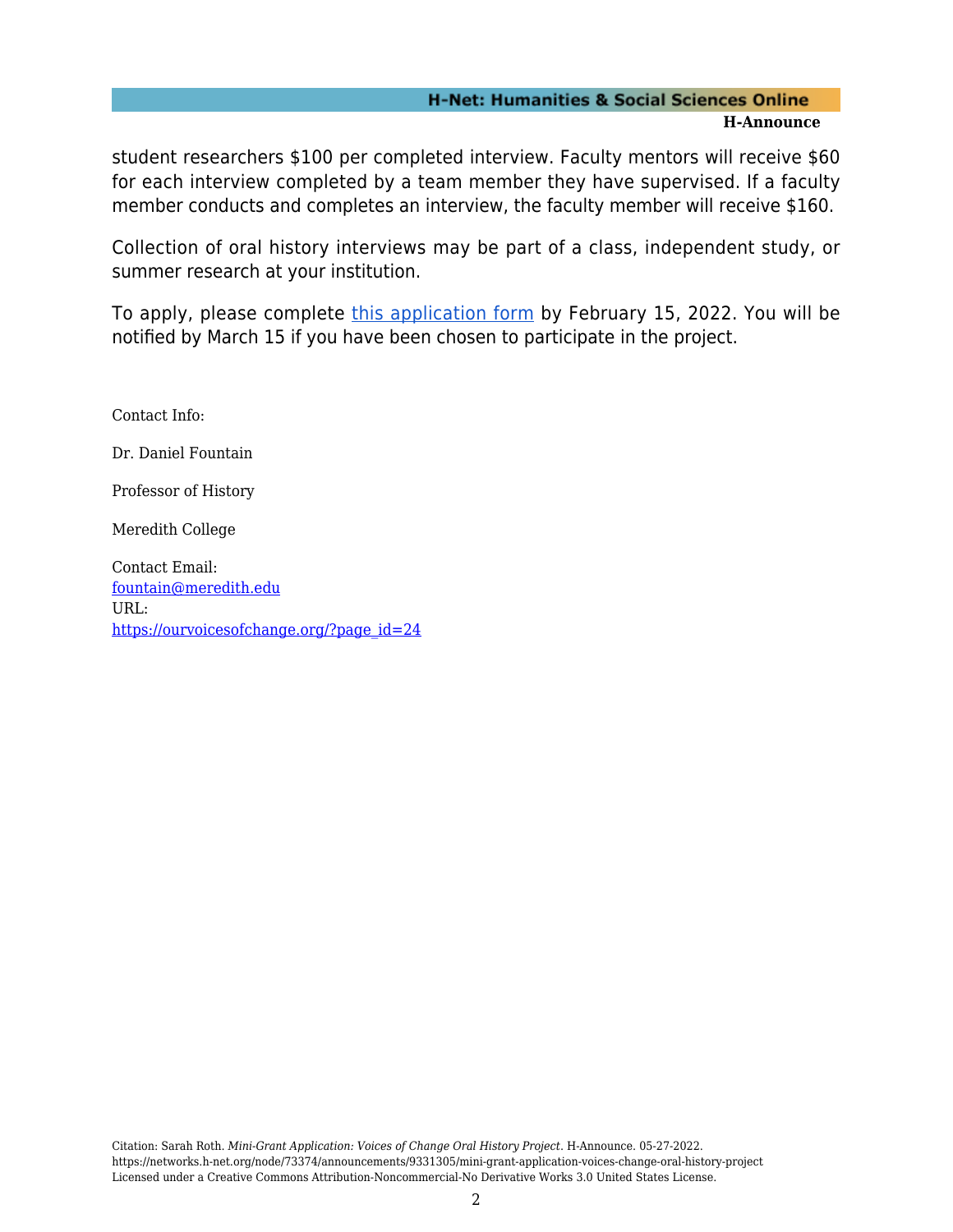student researchers $100 per completed interview. Faculty mentors will receive $60 for each interview completed by a team member they have supervised. If a faculty member conducts and completes an interview, the faculty member will receive $160.

Collection of oral history interviews may be part of a class, independent study, or summer research at your institution.

To apply, please complete this application form by February 15, 2022. You will be notified by March 15 if you have been chosen to participate in the project.

Contact Info:

Dr. Daniel Fountain

Professor of History

Meredith College

Contact Email:
fountain@meredith.edu
URL:
https://ourvoicesofchange.org/?page_id=24

Citation: Sarah Roth. *Mini-Grant Application: Voices of Change Oral History Project*. H-Announce. 05-27-2022.
https://networks.h-net.org/node/73374/announcements/9331305/mini-grant-application-voices-change-oral-history-project
Licensed under a Creative Commons Attribution-Noncommercial-No Derivative Works 3.0 United States License.